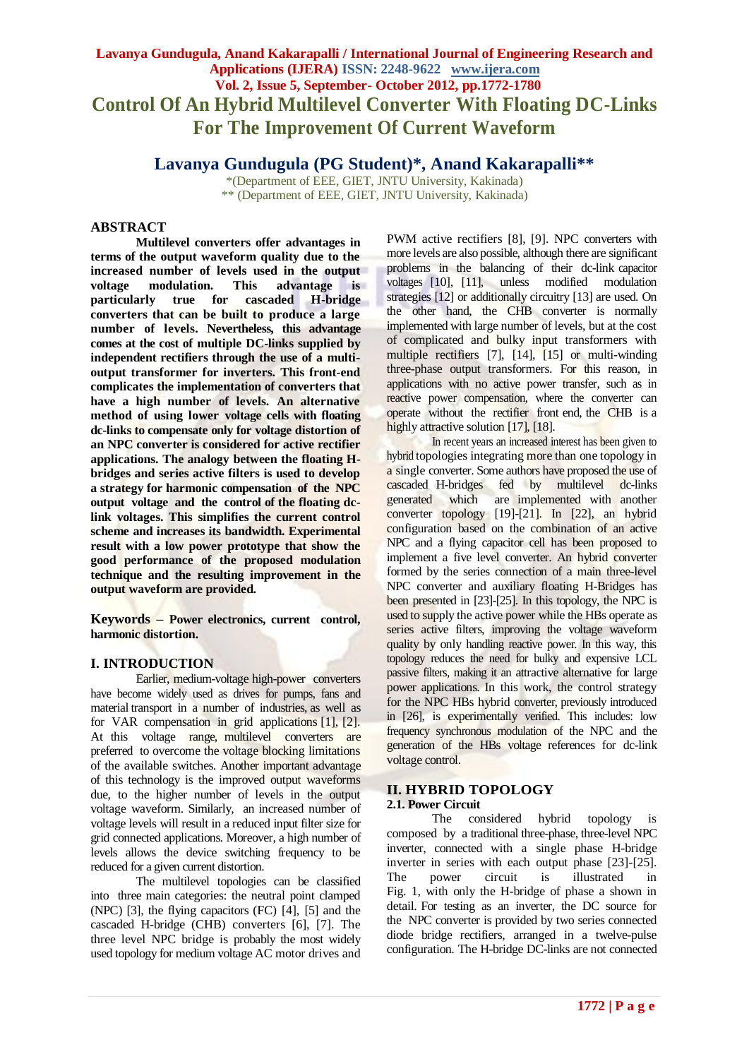# Control Of An Hybrid Multilevel Converter With Floating DC-Links For The Improvement Of Current Waveform

## Lavanya Gundugula (PG Student)*, Anand Kakarapalli**

*(Department of EEE, GIET, JNTU University, Kakinada)
** (Department of EEE, GIET, JNTU University, Kakinada)

## ABSTRACT

**Multilevel converters offer advantages in terms of the output waveform quality due to the increased number of levels used in the output voltage modulation. This advantage is particularly true for cascaded H-bridge converters that can be built to produce a large number of levels. Nevertheless, this advantage comes at the cost of multiple DC-links supplied by independent rectifiers through the use of a multi-output transformer for inverters. This front-end complicates the implementation of converters that have a high number of levels. An alternative method of using lower voltage cells with floating dc-links to compensate only for voltage distortion of an NPC converter is considered for active rectifier applications. The analogy between the floating H-bridges and series active filters is used to develop a strategy for harmonic compensation of the NPC output voltage and the control of the floating dc-link voltages. This simplifies the current control scheme and increases its bandwidth. Experimental result with a low power prototype that show the good performance of the proposed modulation technique and the resulting improvement in the output waveform are provided.**

**Keywords – Power electronics, current control, harmonic distortion.**

## I. INTRODUCTION

Earlier, medium-voltage high-power converters have become widely used as drives for pumps, fans and material transport in a number of industries, as well as for VAR compensation in grid applications [1], [2]. At this voltage range, multilevel converters are preferred to overcome the voltage blocking limitations of the available switches. Another important advantage of this technology is the improved output waveforms due, to the higher number of levels in the output voltage waveform. Similarly, an increased number of voltage levels will result in a reduced input filter size for grid connected applications. Moreover, a high number of levels allows the device switching frequency to be reduced for a given current distortion.

The multilevel topologies can be classified into three main categories: the neutral point clamped (NPC) [3], the flying capacitors (FC) [4], [5] and the cascaded H-bridge (CHB) converters [6], [7]. The three level NPC bridge is probably the most widely used topology for medium voltage AC motor drives and PWM active rectifiers [8], [9]. NPC converters with more levels are also possible, although there are significant problems in the balancing of their dc-link capacitor voltages [10], [11], unless modified modulation strategies [12] or additionally circuitry [13] are used. On the other hand, the CHB converter is normally implemented with large number of levels, but at the cost of complicated and bulky input transformers with multiple rectifiers [7], [14], [15] or multi-winding three-phase output transformers. For this reason, in applications with no active power transfer, such as in reactive power compensation, where the converter can operate without the rectifier front end, the CHB is a highly attractive solution [17], [18].

In recent years an increased interest has been given to hybrid topologies integrating more than one topology in a single converter. Some authors have proposed the use of cascaded H-bridges fed by multilevel dc-links generated which are implemented with another converter topology [19]-[21]. In [22], an hybrid configuration based on the combination of an active NPC and a flying capacitor cell has been proposed to implement a five level converter. An hybrid converter formed by the series connection of a main three-level NPC converter and auxiliary floating H-Bridges has been presented in [23]-[25]. In this topology, the NPC is used to supply the active power while the HBs operate as series active filters, improving the voltage waveform quality by only handling reactive power. In this way, this topology reduces the need for bulky and expensive LCL passive filters, making it an attractive alternative for large power applications. In this work, the control strategy for the NPC HBs hybrid converter, previously introduced in [26], is experimentally verified. This includes: low frequency synchronous modulation of the NPC and the generation of the HBs voltage references for dc-link voltage control.

## II. HYBRID TOPOLOGY

### 2.1. Power Circuit

The considered hybrid topology is composed by a traditional three-phase, three-level NPC inverter, connected with a single phase H-bridge inverter in series with each output phase [23]-[25]. The power circuit is illustrated in Fig. 1, with only the H-bridge of phase a shown in detail. For testing as an inverter, the DC source for the NPC converter is provided by two series connected diode bridge rectifiers, arranged in a twelve-pulse configuration. The H-bridge DC-links are not connected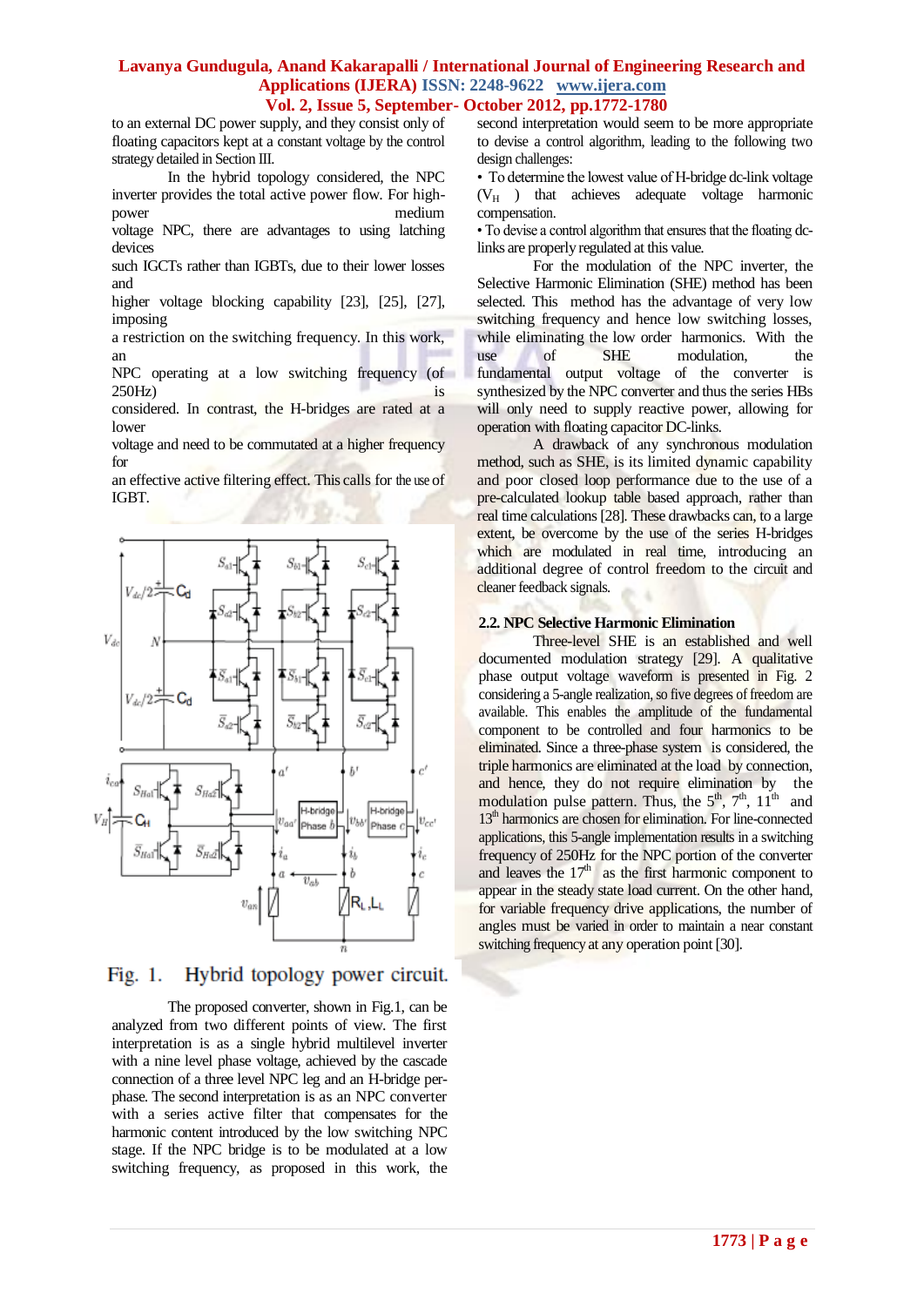to an external DC power supply, and they consist only of floating capacitors kept at a constant voltage by the control strategy detailed in Section III.

In the hybrid topology considered, the NPC inverter provides the total active power flow. For high-power medium voltage NPC, there are advantages to using latching devices such IGCTs rather than IGBTs, due to their lower losses and higher voltage blocking capability [23], [25], [27], imposing a restriction on the switching frequency. In this work, an NPC operating at a low switching frequency (of 250Hz) is considered. In contrast, the H-bridges are rated at a lower voltage and need to be commutated at a higher frequency for an effective active filtering effect. This calls for the use of IGBT.

Fig. 1. Hybrid topology power circuit.

The proposed converter, shown in Fig.1, can be analyzed from two different points of view. The first interpretation is as a single hybrid multilevel inverter with a nine level phase voltage, achieved by the cascade connection of a three level NPC leg and an H-bridge per-phase. The second interpretation is as an NPC converter with a series active filter that compensates for the harmonic content introduced by the low switching NPC stage. If the NPC bridge is to be modulated at a low switching frequency, as proposed in this work, the second interpretation would seem to be more appropriate to devise a control algorithm, leading to the following two design challenges:

- To determine the lowest value of H-bridge dc-link voltage ($V_H$) that achieves adequate voltage harmonic compensation.
- To devise a control algorithm that ensures that the floating dc-links are properly regulated at this value.

For the modulation of the NPC inverter, the Selective Harmonic Elimination (SHE) method has been selected. This method has the advantage of very low switching frequency and hence low switching losses, while eliminating the low order harmonics. With the use of SHE modulation, the fundamental output voltage of the converter is synthesized by the NPC converter and thus the series HBs will only need to supply reactive power, allowing for operation with floating capacitor DC-links.

A drawback of any synchronous modulation method, such as SHE, is its limited dynamic capability and poor closed loop performance due to the use of a pre-calculated lookup table based approach, rather than real time calculations [28]. These drawbacks can, to a large extent, be overcome by the use of the series H-bridges which are modulated in real time, introducing an additional degree of control freedom to the circuit and cleaner feedback signals.

### 2.2. NPC Selective Harmonic Elimination

Three-level SHE is an established and well documented modulation strategy [29]. A qualitative phase output voltage waveform is presented in Fig. 2 considering a 5-angle realization, so five degrees of freedom are available. This enables the amplitude of the fundamental component to be controlled and four harmonics to be eliminated. Since a three-phase system is considered, the triple harmonics are eliminated at the load by connection, and hence, they do not require elimination by the modulation pulse pattern. Thus, the $5^{th}$, $7^{th}$, $11^{th}$ and $13^{th}$ harmonics are chosen for elimination. For line-connected applications, this 5-angle implementation results in a switching frequency of 250Hz for the NPC portion of the converter and leaves the $17^{th}$ as the first harmonic component to appear in the steady state load current. On the other hand, for variable frequency drive applications, the number of angles must be varied in order to maintain a near constant switching frequency at any operation point [30].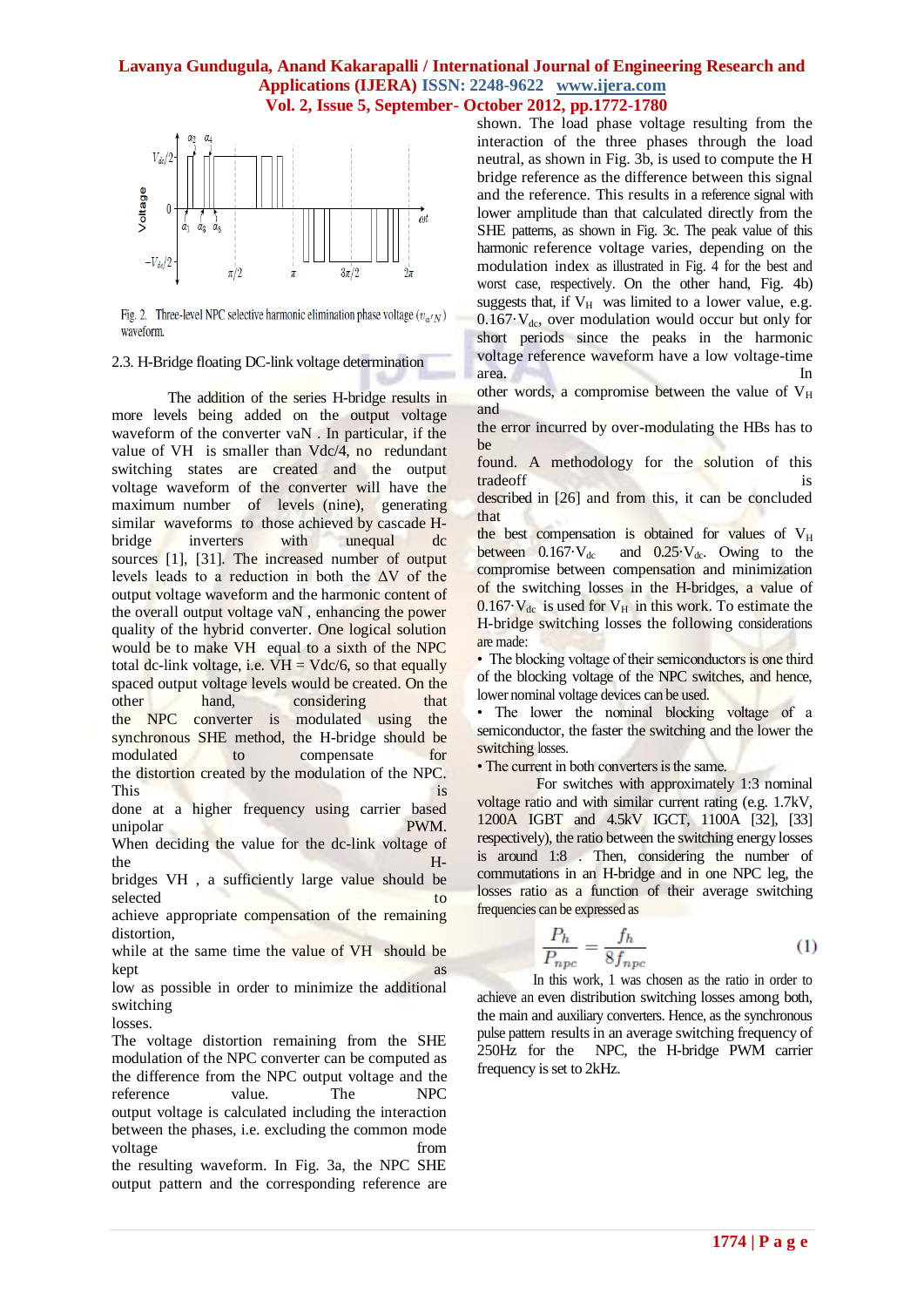Fig. 2. Three-level NPC selective harmonic elimination phase voltage ($v_{a'N}$) waveform.

### 2.3. H-Bridge floating DC-link voltage determination

The addition of the series H-bridge results in more levels being added on the output voltage waveform of the converter vaN . In particular, if the value of VH is smaller than Vdc/4, no redundant switching states are created and the output voltage waveform of the converter will have the maximum number of levels (nine), generating similar waveforms to those achieved by cascade H-bridge inverters with unequal dc sources [1], [31]. The increased number of output levels leads to a reduction in both the ΔV of the output voltage waveform and the harmonic content of the overall output voltage vaN , enhancing the power quality of the hybrid converter. One logical solution would be to make VH equal to a sixth of the NPC total dc-link voltage, i.e. VH = Vdc/6, so that equally spaced output voltage levels would be created. On the other hand, considering that the NPC converter is modulated using the synchronous SHE method, the H-bridge should be modulated to compensate for the distortion created by the modulation of the NPC. This is done at a higher frequency using carrier based unipolar PWM. When deciding the value for the dc-link voltage of the H-bridges VH , a sufficiently large value should be selected to achieve appropriate compensation of the remaining distortion, while at the same time the value of VH should be kept as low as possible in order to minimize the additional switching losses.

The voltage distortion remaining from the SHE modulation of the NPC converter can be computed as the difference from the NPC output voltage and the reference value. The NPC output voltage is calculated including the interaction between the phases, i.e. excluding the common mode voltage from the resulting waveform. In Fig. 3a, the NPC SHE output pattern and the corresponding reference are shown. The load phase voltage resulting from the interaction of the three phases through the load neutral, as shown in Fig. 3b, is used to compute the H bridge reference as the difference between this signal and the reference. This results in a reference signal with lower amplitude than that calculated directly from the SHE patterns, as shown in Fig. 3c. The peak value of this harmonic reference voltage varies, depending on the modulation index as illustrated in Fig. 4 for the best and worst case, respectively. On the other hand, Fig. 4b) suggests that, if $V_H$ was limited to a lower value, e.g. $0.167 \cdot V_{dc}$, over modulation would occur but only for short periods since the peaks in the harmonic voltage reference waveform have a low voltage-time area. In other words, a compromise between the value of $V_H$ and the error incurred by over-modulating the HBs has to be found. A methodology for the solution of this tradeoff is described in [26] and from this, it can be concluded that the best compensation is obtained for values of $V_H$ between $0.167 \cdot V_{dc}$ and $0.25 \cdot V_{dc}$. Owing to the compromise between compensation and minimization of the switching losses in the H-bridges, a value of $0.167 \cdot V_{dc}$ is used for $V_H$ in this work. To estimate the H-bridge switching losses the following considerations are made:

- The blocking voltage of their semiconductors is one third of the blocking voltage of the NPC switches, and hence, lower nominal voltage devices can be used.
- The lower the nominal blocking voltage of a semiconductor, the faster the switching and the lower the switching losses.
- The current in both converters is the same.

For switches with approximately 1:3 nominal voltage ratio and with similar current rating (e.g. 1.7kV, 1200A IGBT and 4.5kV IGCT, 1100A [32], [33] respectively), the ratio between the switching energy losses is around 1:8 . Then, considering the number of commutations in an H-bridge and in one NPC leg, the losses ratio as a function of their average switching frequencies can be expressed as

$$\frac{P_h}{P_{npc}} = \frac{f_h}{8 f_{npc}} \tag{1}$$

In this work, 1 was chosen as the ratio in order to achieve an even distribution switching losses among both, the main and auxiliary converters. Hence, as the synchronous pulse pattern results in an average switching frequency of 250Hz for the NPC, the H-bridge PWM carrier frequency is set to 2kHz.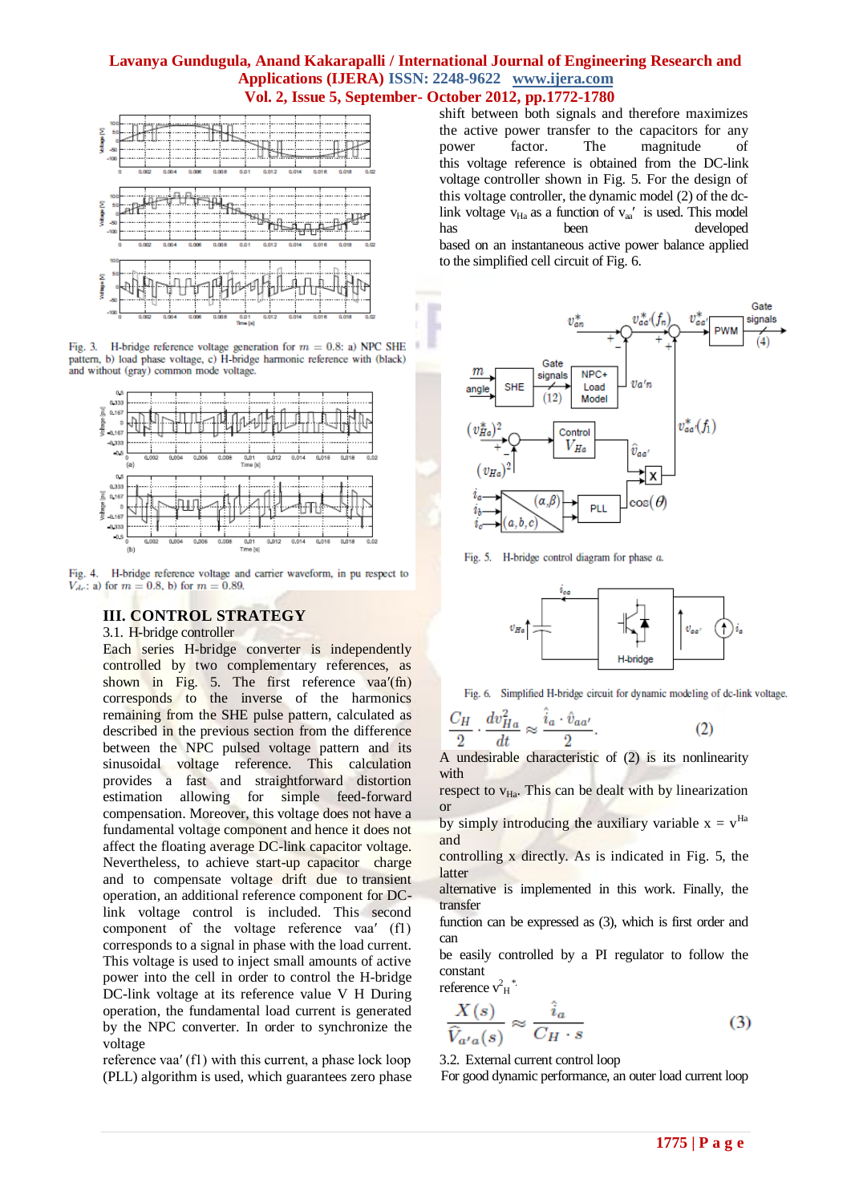Fig. 3. H-bridge reference voltage generation for $m = 0.8$: a) NPC SHE pattern, b) load phase voltage, c) H-bridge harmonic reference with (black) and without (gray) common mode voltage.

Fig. 4. H-bridge reference voltage and carrier waveform, in pu respect to $V_{dc}$: a) for $m = 0.8$, b) for $m = 0.89$.

## III. CONTROL STRATEGY

### 3.1. H-bridge controller

Each series H-bridge converter is independently controlled by two complementary references, as shown in Fig. 5. The first reference vaa′(fn) corresponds to the inverse of the harmonics remaining from the SHE pulse pattern, calculated as described in the previous section from the difference between the NPC pulsed voltage pattern and its sinusoidal voltage reference. This calculation provides a fast and straightforward distortion estimation allowing for simple feed-forward compensation. Moreover, this voltage does not have a fundamental voltage component and hence it does not affect the floating average DC-link capacitor voltage. Nevertheless, to achieve start-up capacitor charge and to compensate voltage drift due to transient operation, an additional reference component for DC-link voltage control is included. This second component of the voltage reference vaa′ (f1) corresponds to a signal in phase with the load current. This voltage is used to inject small amounts of active power into the cell in order to control the H-bridge DC-link voltage at its reference value V H During operation, the fundamental load current is generated by the NPC converter. In order to synchronize the voltage reference vaa′ (f1) with this current, a phase lock loop (PLL) algorithm is used, which guarantees zero phase shift between both signals and therefore maximizes the active power transfer to the capacitors for any power factor. The magnitude of this voltage reference is obtained from the DC-link voltage controller shown in Fig. 5. For the design of this voltage controller, the dynamic model (2) of the dc-link voltage $v_{Ha}$ as a function of $v_{aa}'$ is used. This model has been developed based on an instantaneous active power balance applied to the simplified cell circuit of Fig. 6.

Fig. 5. H-bridge control diagram for phase a.

Fig. 6. Simplified H-bridge circuit for dynamic modeling of dc-link voltage.

$$\frac{C_H}{2} \cdot \frac{dv_{Ha}^2}{dt} \approx \frac{\hat{i}_a \cdot \hat{v}_{aa'}}{2}. \quad (2)$$

A undesirable characteristic of (2) is its nonlinearity with respect to $v_{Ha}$. This can be dealt with by linearization or by simply introducing the auxiliary variable $x = v^{Ha}$ and controlling x directly. As is indicated in Fig. 5, the latter alternative is implemented in this work. Finally, the transfer function can be expressed as (3), which is first order and can be easily controlled by a PI regulator to follow the constant reference $v^2_H{}^*$.

$$\frac{X(s)}{\hat{V}_{a'a}(s)} \approx \frac{\hat{i}_a}{C_H \cdot s} \quad (3)$$

### 3.2. External current control loop

For good dynamic performance, an outer load current loop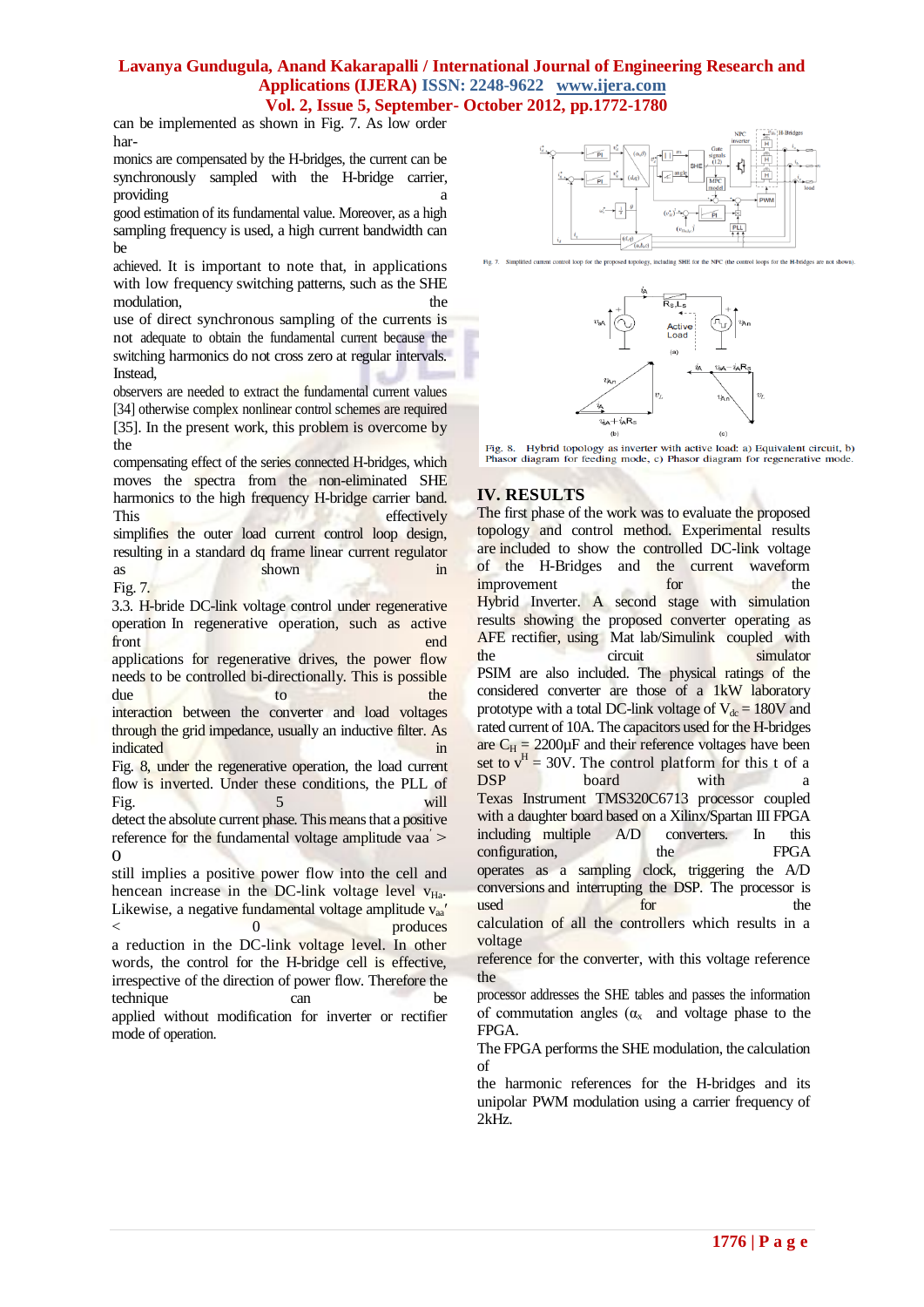can be implemented as shown in Fig. 7. As low order harmonics are compensated by the H-bridges, the current can be synchronously sampled with the H-bridge carrier, providing a good estimation of its fundamental value. Moreover, as a high sampling frequency is used, a high current bandwidth can be achieved. It is important to note that, in applications with low frequency switching patterns, such as the SHE modulation, the use of direct synchronous sampling of the currents is not adequate to obtain the fundamental current because the switching harmonics do not cross zero at regular intervals. Instead, observers are needed to extract the fundamental current values [34] otherwise complex nonlinear control schemes are required [35]. In the present work, this problem is overcome by the compensating effect of the series connected H-bridges, which moves the spectra from the non-eliminated SHE harmonics to the high frequency H-bridge carrier band. This effectively simplifies the outer load current control loop design, resulting in a standard dq frame linear current regulator as shown in Fig. 7.

3.3. H-bride DC-link voltage control under regenerative operation In regenerative operation, such as active front end applications for regenerative drives, the power flow needs to be controlled bi-directionally. This is possible due to the interaction between the converter and load voltages through the grid impedance, usually an inductive filter. As indicated in Fig. 8, under the regenerative operation, the load current flow is inverted. Under these conditions, the PLL of Fig. 5 will detect the absolute current phase. This means that a positive reference for the fundamental voltage amplitude vaa′ > 0 still implies a positive power flow into the cell and hencean increase in the DC-link voltage level $v_{Ha}$. Likewise, a negative fundamental voltage amplitude $v_{aa}'$ < 0 produces a reduction in the DC-link voltage level. In other words, the control for the H-bridge cell is effective, irrespective of the direction of power flow. Therefore the technique can be applied without modification for inverter or rectifier mode of operation.

Fig. 7. Simplified current control loop for the proposed topology, including SHE for the NPC (the control loops for the H-bridges are not shown).

Fig. 8. Hybrid topology as inverter with active load: a) Equivalent circuit, b) Phasor diagram for feeding mode, c) Phasor diagram for regenerative mode.

## IV. RESULTS

The first phase of the work was to evaluate the proposed topology and control method. Experimental results are included to show the controlled DC-link voltage of the H-Bridges and the current waveform improvement for the Hybrid Inverter. A second stage with simulation results showing the proposed converter operating as AFE rectifier, using Mat lab/Simulink coupled with the circuit simulator PSIM are also included. The physical ratings of the considered converter are those of a 1kW laboratory prototype with a total DC-link voltage of $V_{dc}$ = 180V and rated current of 10A. The capacitors used for the H-bridges are $C_H$ = 2200μF and their reference voltages have been set to $v^H$ = 30V. The control platform for this t of a DSP board with a Texas Instrument TMS320C6713 processor coupled with a daughter board based on a Xilinx/Spartan III FPGA including multiple A/D converters. In this configuration, the FPGA operates as a sampling clock, triggering the A/D conversions and interrupting the DSP. The processor is used for the calculation of all the controllers which results in a voltage reference for the converter, with this voltage reference the processor addresses the SHE tables and passes the information of commutation angles ($\alpha_x$ and voltage phase to the FPGA.

The FPGA performs the SHE modulation, the calculation of the harmonic references for the H-bridges and its unipolar PWM modulation using a carrier frequency of 2kHz.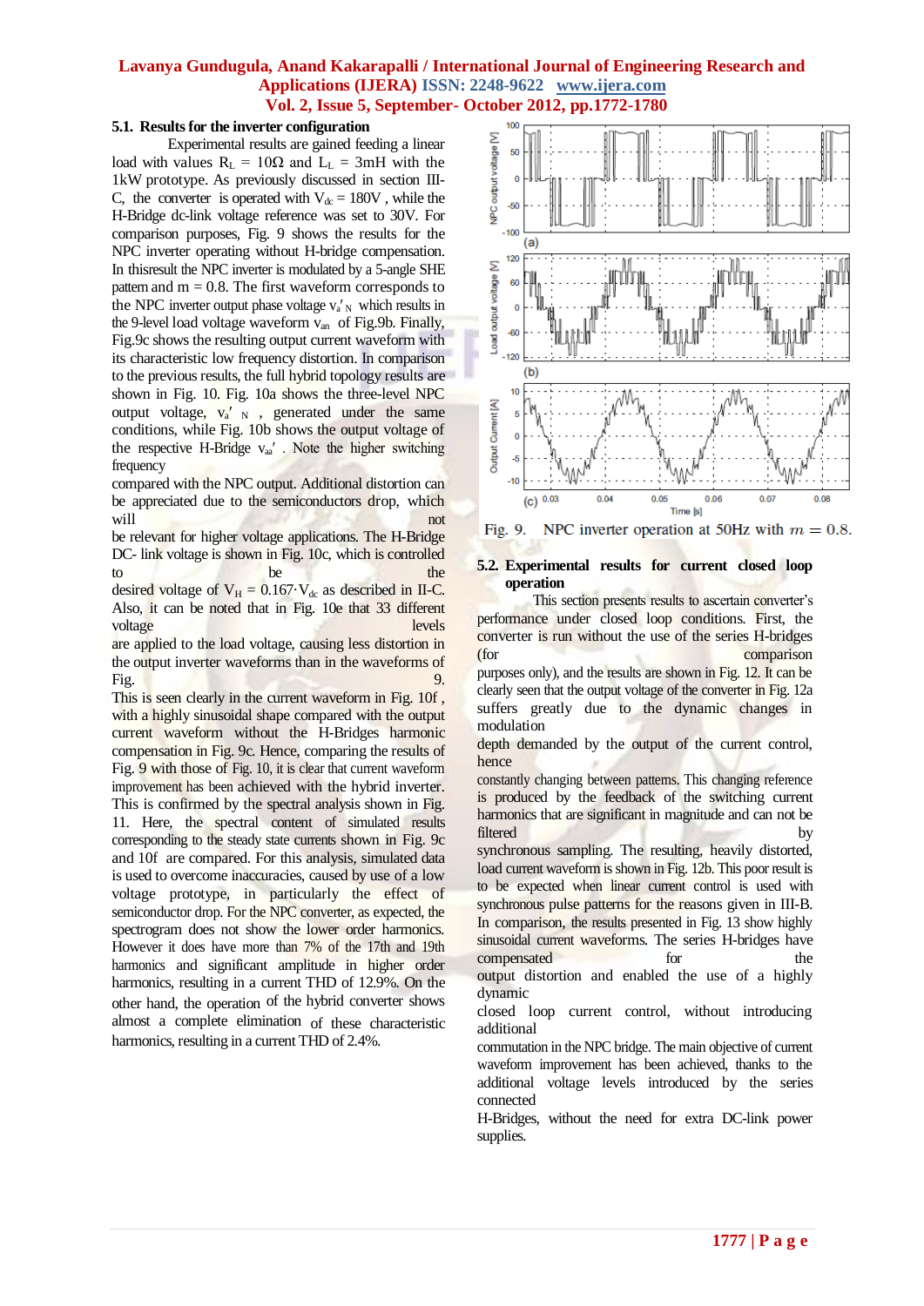### 5.1. Results for the inverter configuration

Experimental results are gained feeding a linear load with values $R_L$ = 10Ω and $L_L$ = 3mH with the 1kW prototype. As previously discussed in section III-C, the converter is operated with $V_{dc}$ = 180V , while the H-Bridge dc-link voltage reference was set to 30V. For comparison purposes, Fig. 9 shows the results for the NPC inverter operating without H-bridge compensation. In thisresult the NPC inverter is modulated by a 5-angle SHE pattern and m = 0.8. The first waveform corresponds to the NPC inverter output phase voltage $v_{a'N}$ which results in the 9-level load voltage waveform $v_{an}$ of Fig.9b. Finally, Fig.9c shows the resulting output current waveform with its characteristic low frequency distortion. In comparison to the previous results, the full hybrid topology results are shown in Fig. 10. Fig. 10a shows the three-level NPC output voltage, $v_{a'N}$ , generated under the same conditions, while Fig. 10b shows the output voltage of the respective H-Bridge $v_{aa'}$ . Note the higher switching frequency compared with the NPC output. Additional distortion can be appreciated due to the semiconductors drop, which will not be relevant for higher voltage applications. The H-Bridge DC- link voltage is shown in Fig. 10c, which is controlled to be the desired voltage of $V_H = 0.167 \cdot V_{dc}$ as described in II-C. Also, it can be noted that in Fig. 10e that 33 different voltage levels are applied to the load voltage, causing less distortion in the output inverter waveforms than in the waveforms of Fig. 9. This is seen clearly in the current waveform in Fig. 10f , with a highly sinusoidal shape compared with the output current waveform without the H-Bridges harmonic compensation in Fig. 9c. Hence, comparing the results of Fig. 9 with those of Fig. 10, it is clear that current waveform improvement has been achieved with the hybrid inverter. This is confirmed by the spectral analysis shown in Fig. 11. Here, the spectral content of simulated results corresponding to the steady state currents shown in Fig. 9c and 10f are compared. For this analysis, simulated data is used to overcome inaccuracies, caused by use of a low voltage prototype, in particular the effect of semiconductor drop. For the NPC converter, as expected, the spectrogram does not show the lower order harmonics. However it does have more than 7% of the 17th and 19th harmonics and significant amplitude in higher order harmonics, resulting in a current THD of 12.9%. On the other hand, the operation of the hybrid converter shows almost a complete elimination of these characteristic harmonics, resulting in a current THD of 2.4%.

Fig. 9. NPC inverter operation at 50Hz with $m = 0.8$.

### 5.2. Experimental results for current closed loop operation

This section presents results to ascertain converter's performance under closed loop conditions. First, the converter is run without the use of the series H-bridges (for comparison purposes only), and the results are shown in Fig. 12. It can be clearly seen that the output voltage of the converter in Fig. 12a suffers greatly due to the dynamic changes in modulation depth demanded by the output of the current control, hence constantly changing between patterns. This changing reference is produced by the feedback of the switching current harmonics that are significant in magnitude and can not be filtered by synchronous sampling. The resulting, heavily distorted, load current waveform is shown in Fig. 12b. This poor result is to be expected when linear current control is used with synchronous pulse patterns for the reasons given in III-B. In comparison, the results presented in Fig. 13 show highly sinusoidal current waveforms. The series H-bridges have compensated for the output distortion and enabled the use of a highly dynamic closed loop current control, without introducing additional commutation in the NPC bridge. The main objective of current waveform improvement has been achieved, thanks to the additional voltage levels introduced by the series connected H-Bridges, without the need for extra DC-link power supplies.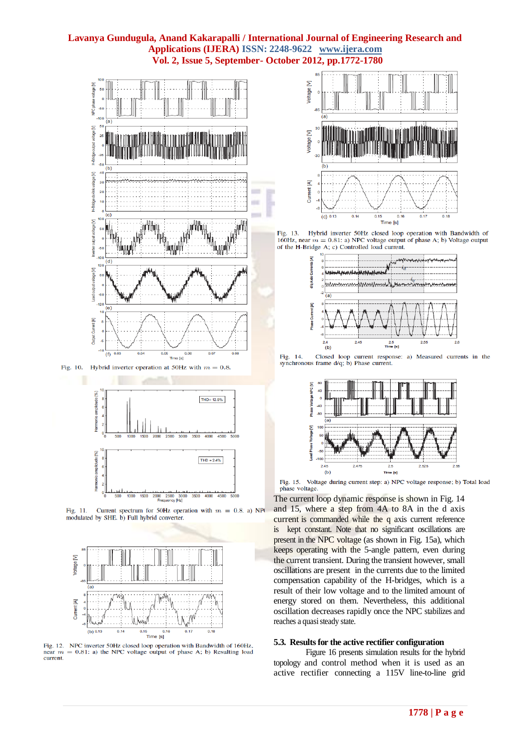Fig. 10. Hybrid inverter operation at 50Hz with $m = 0.8$.

Fig. 11. Current spectrum for 50Hz operation with $m = 0.8$. a) NPC modulated by SHE. b) Full hybrid converter.

Fig. 12. NPC inverter 50Hz closed loop operation with Bandwidth of 160Hz, near $m = 0.81$: a) the NPC voltage output of phase A; b) Resulting load current.

Fig. 13. Hybrid inverter 50Hz closed loop operation with Bandwidth of 160Hz, near $m = 0.81$: a) NPC voltage output of phase A; b) Voltage output of the H-Bridge A; c) Controlled load current.

Fig. 14. Closed loop current response: a) Measured currents in the synchronous frame d/q; b) Phase current.

Fig. 15. Voltage during current step: a) NPC voltage response; b) Total load phase voltage.

The current loop dynamic response is shown in Fig. 14 and 15, where a step from 4A to 8A in the d axis current is commanded while the q axis current reference is kept constant. Note that no significant oscillations are present in the NPC voltage (as shown in Fig. 15a), which keeps operating with the 5-angle pattern, even during the current transient. During the transient however, small oscillations are present in the currents due to the limited compensation capability of the H-bridges, which is a result of their low voltage and to the limited amount of energy stored on them. Nevertheless, this additional oscillation decreases rapidly once the NPC stabilizes and reaches a quasi steady state.

### 5.3. Results for the active rectifier configuration

Figure 16 presents simulation results for the hybrid topology and control method when it is used as an active rectifier connecting a 115V line-to-line grid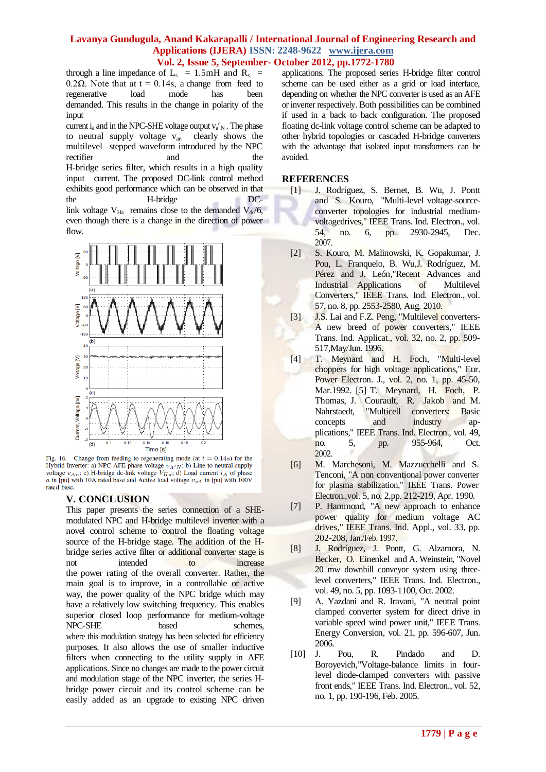through a line impedance of $L_s$ = 1.5mH and $R_s$ = 0.2Ω. Note that at t = 0.14s, a change from feed to regenerative load mode has been demanded. This results in the change in polarity of the input current $i_a$ and in the NPC-SHE voltage output $v'_{a'N}$. The phase to neutral supply voltage $v_{an}$ clearly shows the multilevel stepped waveform introduced by the NPC rectifier and the H-bridge series filter, which results in a high quality input current. The proposed DC-link control method exhibits good performance which can be observed in that the H-bridge DC-link voltage $V_{Ha}$ remains close to the demanded $V_{dc}/6$, even though there is a change in the direction of power flow.

Fig. 16. Change from feeding to regenerating mode (at $t = 0.14$s) for the Hybrid Inverter: a) NPC-AFE phase voltage $v_{A'N}$; b) Line to neutral supply voltage $v_{An}$; c) H-bridge dc-link voltage $V_{Ha}$; d) Load current $i_A$ of phase $a$ in [pu] with 10A rated base and Active load voltage $v_{sA}$ in [pu] with 100V rated base.

## V. CONCLUSION

This paper presents the series connection of a SHE-modulated NPC and H-bridge multilevel inverter with a novel control scheme to control the floating voltage source of the H-bridge stage. The addition of the H-bridge series active filter or additional converter stage is not intended to increase the power rating of the overall converter. Rather, the main goal is to improve, in a controllable or active way, the power quality of the NPC bridge which may have a relatively low switching frequency. This enables superior closed loop performance for medium-voltage NPC-SHE based schemes, where this modulation strategy has been selected for efficiency purposes. It also allows the use of smaller inductive filters when connecting to the utility supply in AFE applications. Since no changes are made to the power circuit and modulation stage of the NPC inverter, the series H-bridge power circuit and its control scheme can be easily added as an upgrade to existing NPC driven applications. The proposed series H-bridge filter control scheme can be used either as a grid or load interface, depending on whether the NPC converter is used as an AFE or inverter respectively. Both possibilities can be combined if used in a back to back configuration. The proposed floating dc-link voltage control scheme can be adapted to other hybrid topologies or cascaded H-bridge converters with the advantage that isolated input transformers can be avoided.

## REFERENCES

[1] J. Rodríguez, S. Bernet, B. Wu, J. Pontt and S. Kouro, "Multi-level voltage-source-converter topologies for industrial medium-voltagedrives," IEEE Trans. Ind. Electron., vol. 54, no. 6, pp. 2930-2945, Dec. 2007.

[2] S. Kouro, M. Malinowski, K. Gopakumar, J. Pou, L. Franquelo, B. Wu,J. Rodríguez, M. Pérez and J. León,"Recent Advances and Industrial Applications of Multilevel Converters," IEEE Trans. Ind. Electron., vol. 57, no. 8, pp. 2553-2580, Aug. 2010.

[3] J.S. Lai and F.Z. Peng, "Multilevel converters-A new breed of power converters," IEEE Trans. Ind. Applicat., vol. 32, no. 2, pp. 509-517,May/Jun. 1996.

[4] T. Meynard and H. Foch, "Multi-level choppers for high voltage applications," Eur. Power Electron. J., vol. 2, no. 1, pp. 45-50, Mar.1992. [5] T. Meynard, H. Foch, P. Thomas, J. Courault, R. Jakob and M. Nahrstaedt, "Multicell converters: Basic concepts and industry ap-plications," IEEE Trans. Ind. Electron., vol. 49, no. 5, pp. 955-964, Oct. 2002.

[6] M. Marchesoni, M. Mazzucchelli and S. Tenconi, "A non conventional power converter for plasma stabilization," IEEE Trans. Power Electron.,vol. 5, no. 2,pp. 212-219, Apr. 1990.

[7] P. Hammond, "A new approach to enhance power quality for medium voltage AC drives," IEEE Trans. Ind. Appl., vol. 33, pp. 202-208, Jan./Feb. 1997.

[8] J. Rodríguez, J. Pontt, G. Alzamora, N. Becker, O. Einenkel and A. Weinstein, "Novel 20 mw downhill conveyor system using three-level converters," IEEE Trans. Ind. Electron., vol. 49, no. 5, pp. 1093-1100, Oct. 2002.

[9] A. Yazdani and R. Iravani, "A neutral point clamped converter system for direct drive in variable speed wind power unit," IEEE Trans. Energy Conversion, vol. 21, pp. 596-607, Jun. 2006.

[10] J. Pou, R. Pindado and D. Boroyevich,"Voltage-balance limits in four-level diode-clamped converters with passive front ends," IEEE Trans. Ind. Electron., vol. 52, no. 1, pp. 190-196, Feb. 2005.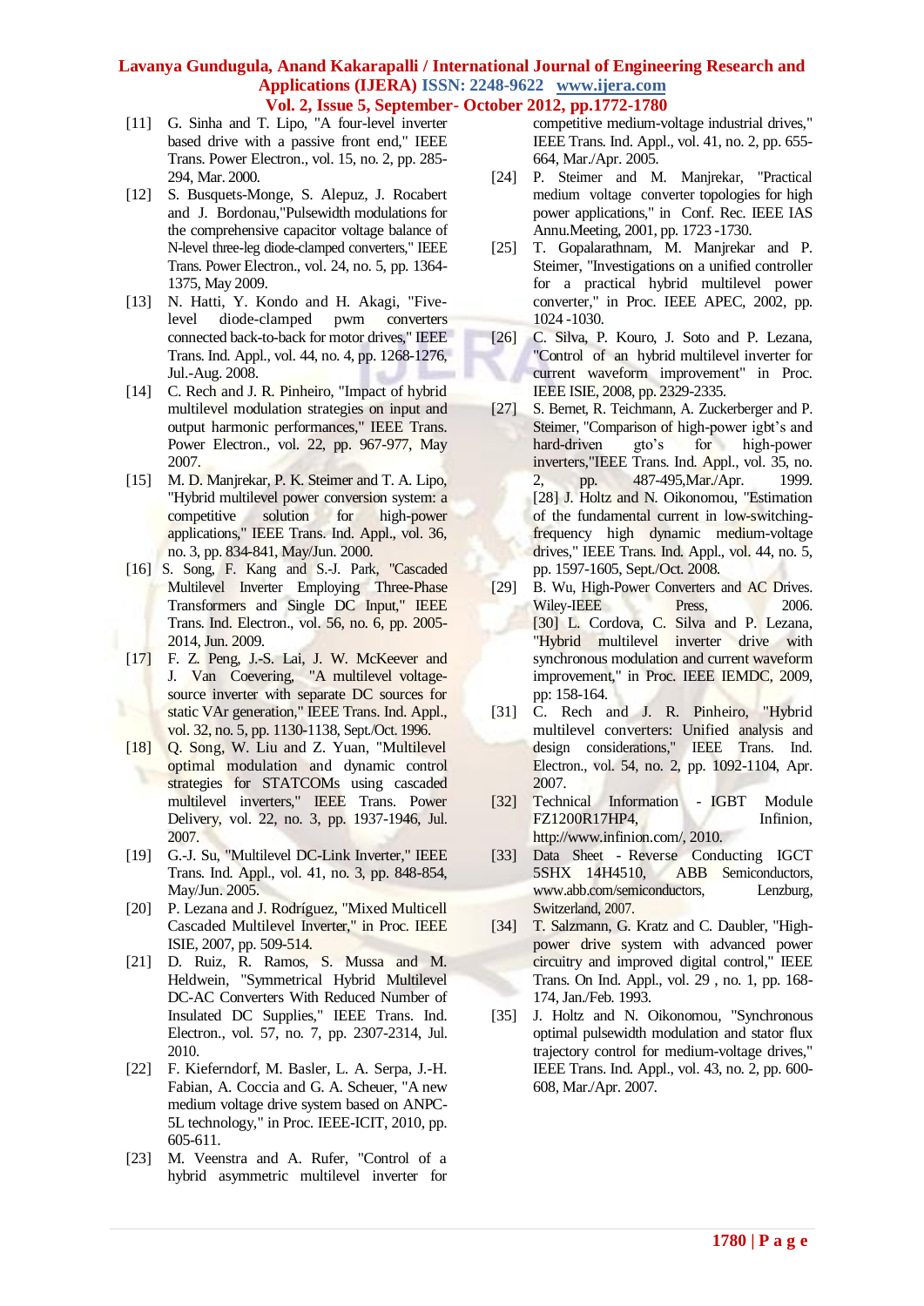[11] G. Sinha and T. Lipo, "A four-level inverter based drive with a passive front end," IEEE Trans. Power Electron., vol. 15, no. 2, pp. 285-294, Mar. 2000.

[12] S. Busquets-Monge, S. Alepuz, J. Rocabert and J. Bordonau,"Pulsewidth modulations for the comprehensive capacitor voltage balance of N-level three-leg diode-clamped converters," IEEE Trans. Power Electron., vol. 24, no. 5, pp. 1364-1375, May 2009.

[13] N. Hatti, Y. Kondo and H. Akagi, "Five-level diode-clamped pwm converters connected back-to-back for motor drives," IEEE Trans. Ind. Appl., vol. 44, no. 4, pp. 1268-1276, Jul.-Aug. 2008.

[14] C. Rech and J. R. Pinheiro, "Impact of hybrid multilevel modulation strategies on input and output harmonic performances," IEEE Trans. Power Electron., vol. 22, pp. 967-977, May 2007.

[15] M. D. Manjrekar, P. K. Steimer and T. A. Lipo, "Hybrid multilevel power conversion system: a competitive solution for high-power applications," IEEE Trans. Ind. Appl., vol. 36, no. 3, pp. 834-841, May/Jun. 2000.

[16] S. Song, F. Kang and S.-J. Park, "Cascaded Multilevel Inverter Employing Three-Phase Transformers and Single DC Input," IEEE Trans. Ind. Electron., vol. 56, no. 6, pp. 2005-2014, Jun. 2009.

[17] F. Z. Peng, J.-S. Lai, J. W. McKeever and J. Van Coevering, "A multilevel voltage-source inverter with separate DC sources for static VAr generation," IEEE Trans. Ind. Appl., vol. 32, no. 5, pp. 1130-1138, Sept./Oct. 1996.

[18] Q. Song, W. Liu and Z. Yuan, "Multilevel optimal modulation and dynamic control strategies for STATCOMs using cascaded multilevel inverters," IEEE Trans. Power Delivery, vol. 22, no. 3, pp. 1937-1946, Jul. 2007.

[19] G.-J. Su, "Multilevel DC-Link Inverter," IEEE Trans. Ind. Appl., vol. 41, no. 3, pp. 848-854, May/Jun. 2005.

[20] P. Lezana and J. Rodríguez, "Mixed Multicell Cascaded Multilevel Inverter," in Proc. IEEE ISIE, 2007, pp. 509-514.

[21] D. Ruiz, R. Ramos, S. Mussa and M. Heldwein, "Symmetrical Hybrid Multilevel DC-AC Converters With Reduced Number of Insulated DC Supplies," IEEE Trans. Ind. Electron., vol. 57, no. 7, pp. 2307-2314, Jul. 2010.

[22] F. Kieferndorf, M. Basler, L. A. Serpa, J.-H. Fabian, A. Coccia and G. A. Scheuer, "A new medium voltage drive system based on ANPC-5L technology," in Proc. IEEE-ICIT, 2010, pp. 605-611.

[23] M. Veenstra and A. Rufer, "Control of a hybrid asymmetric multilevel inverter for competitive medium-voltage industrial drives," IEEE Trans. Ind. Appl., vol. 41, no. 2, pp. 655-664, Mar./Apr. 2005.

[24] P. Steimer and M. Manjrekar, "Practical medium voltage converter topologies for high power applications," in Conf. Rec. IEEE IAS Annu.Meeting, 2001, pp. 1723 -1730.

[25] T. Gopalarathnam, M. Manjrekar and P. Steimer, "Investigations on a unified controller for a practical hybrid multilevel power converter," in Proc. IEEE APEC, 2002, pp. 1024 -1030.

[26] C. Silva, P. Kouro, J. Soto and P. Lezana, "Control of an hybrid multilevel inverter for current waveform improvement" in Proc. IEEE ISIE, 2008, pp. 2329-2335.

[27] S. Bernet, R. Teichmann, A. Zuckerberger and P. Steimer, "Comparison of high-power igbt's and hard-driven gto's for high-power inverters,"IEEE Trans. Ind. Appl., vol. 35, no. 2, pp. 487-495,Mar./Apr. 1999.

[28] J. Holtz and N. Oikonomou, "Estimation of the fundamental current in low-switching-frequency high dynamic medium-voltage drives," IEEE Trans. Ind. Appl., vol. 44, no. 5, pp. 1597-1605, Sept./Oct. 2008.

[29] B. Wu, High-Power Converters and AC Drives. Wiley-IEEE Press, 2006.

[30] L. Cordova, C. Silva and P. Lezana, "Hybrid multilevel inverter drive with synchronous modulation and current waveform improvement," in Proc. IEEE IEMDC, 2009, pp: 158-164.

[31] C. Rech and J. R. Pinheiro, "Hybrid multilevel converters: Unified analysis and design considerations," IEEE Trans. Ind. Electron., vol. 54, no. 2, pp. 1092-1104, Apr. 2007.

[32] Technical Information - IGBT Module FZ1200R17HP4, Infinion, http://www.infinion.com/, 2010.

[33] Data Sheet - Reverse Conducting IGCT 5SHX 14H4510, ABB Semiconductors, www.abb.com/semiconductors, Lenzburg, Switzerland, 2007.

[34] T. Salzmann, G. Kratz and C. Daubler, "High-power drive system with advanced power circuitry and improved digital control," IEEE Trans. On Ind. Appl., vol. 29 , no. 1, pp. 168-174, Jan./Feb. 1993.

[35] J. Holtz and N. Oikonomou, "Synchronous optimal pulsewidth modulation and stator flux trajectory control for medium-voltage drives," IEEE Trans. Ind. Appl., vol. 43, no. 2, pp. 600-608, Mar./Apr. 2007.